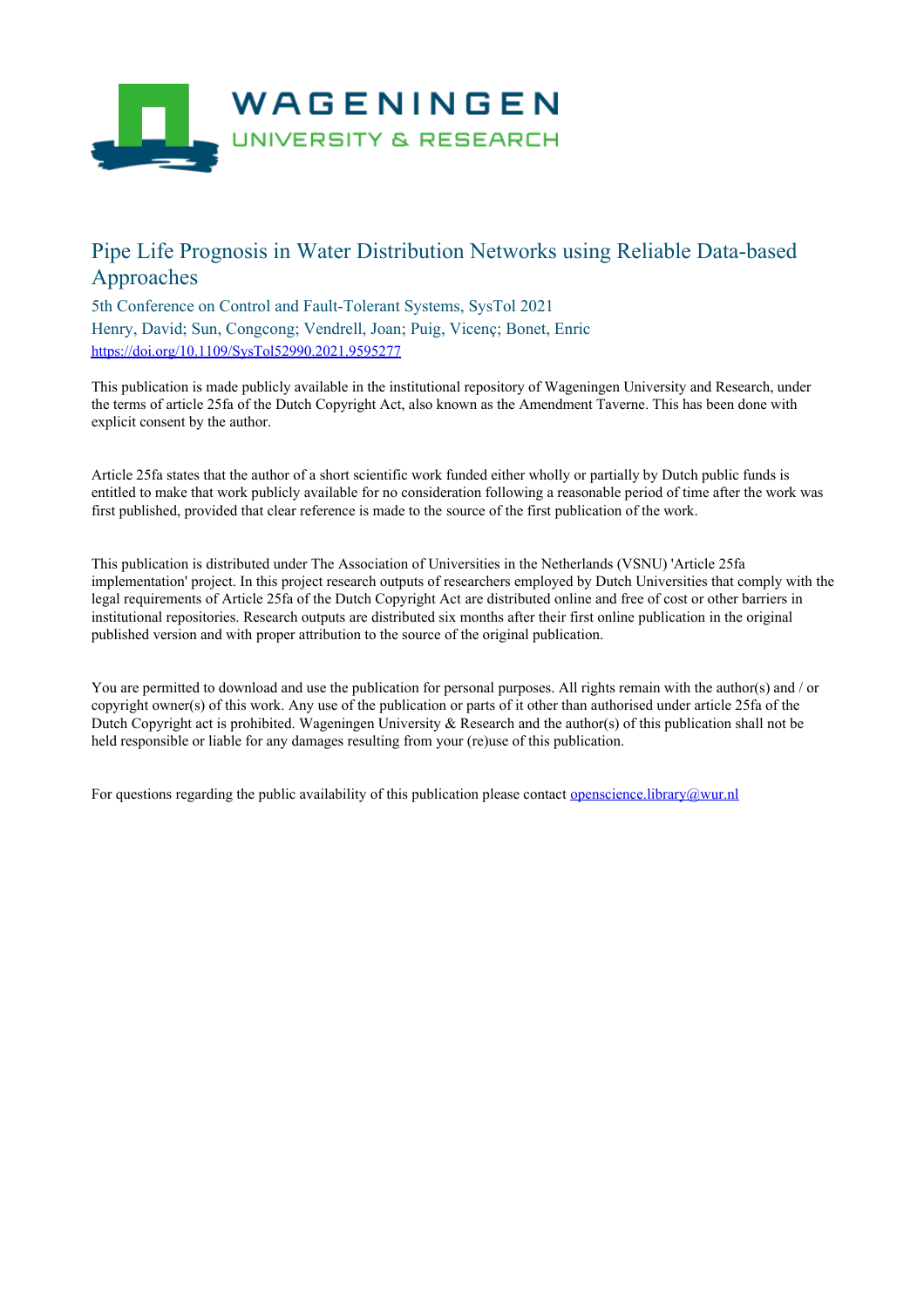# Pipe Life Prognosis in Water Distribution Networks using Reliable Data-based Approaches

5th Conference on Control and Fault-Tolerant Systems, SysTol 2021

Henry, David; Sun, Congcong; Vendrell, Joan; Puig, Vicenç; Bonet, Enric

https://doi.org/10.1109/SysTol52990.2021.9595277

This publication is made publicly available in the institutional repository of Wageningen University and Research, under the terms of article 25fa of the Dutch Copyright Act, also known as the Amendment Taverne. This has been done with explicit consent by the author.

Article 25fa states that the author of a short scientific work funded either wholly or partially by Dutch public funds is entitled to make that work publicly available for no consideration following a reasonable period of time after the work was first published, provided that clear reference is made to the source of the first publication of the work.

This publication is distributed under The Association of Universities in the Netherlands (VSNU) 'Article 25fa implementation' project. In this project research outputs of researchers employed by Dutch Universities that comply with the legal requirements of Article 25fa of the Dutch Copyright Act are distributed online and free of cost or other barriers in institutional repositories. Research outputs are distributed six months after their first online publication in the original published version and with proper attribution to the source of the original publication.

You are permitted to download and use the publication for personal purposes. All rights remain with the author(s) and / or copyright owner(s) of this work. Any use of the publication or parts of it other than authorised under article 25fa of the Dutch Copyright act is prohibited. Wageningen University & Research and the author(s) of this publication shall not be held responsible or liable for any damages resulting from your (re)use of this publication.

For questions regarding the public availability of this publication please contact openscience.library@wur.nl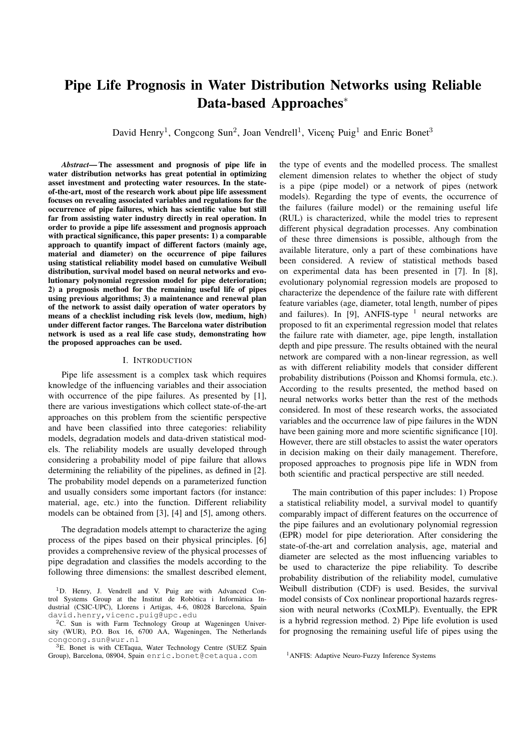# Pipe Life Prognosis in Water Distribution Networks using Reliable Data-based Approaches*

David Henry[1], Congcong Sun[2], Joan Vendrell[1], Vicenç Puig[1] and Enric Bonet[3]

***Abstract*— The assessment and prognosis of pipe life in water distribution networks has great potential in optimizing asset investment and protecting water resources. In the state-of-the-art, most of the research work about pipe life assessment focuses on revealing associated variables and regulations for the occurrence of pipe failures, which has scientific value but still far from assisting water industry directly in real operation. In order to provide a pipe life assessment and prognosis approach with practical significance, this paper presents: 1) a comparable approach to quantify impact of different factors (mainly age, material and diameter) on the occurrence of pipe failures using statistical reliability model based on cumulative Weibull distribution, survival model based on neural networks and evolutionary polynomial regression model for pipe deterioration; 2) a prognosis method for the remaining useful life of pipes using previous algorithms; 3) a maintenance and renewal plan of the network to assist daily operation of water operators by means of a checklist including risk levels (low, medium, high) under different factor ranges. The Barcelona water distribution network is used as a real life case study, demonstrating how the proposed approaches can be used.**

## I. Introduction

Pipe life assessment is a complex task which requires knowledge of the influencing variables and their association with occurrence of the pipe failures. As presented by [1], there are various investigations which collect state-of-the-art approaches on this problem from the scientific perspective and have been classified into three categories: reliability models, degradation models and data-driven statistical models. The reliability models are usually developed through considering a probability model of pipe failure that allows determining the reliability of the pipelines, as defined in [2]. The probability model depends on a parameterized function and usually considers some important factors (for instance: material, age, etc.) into the function. Different reliability models can be obtained from [3], [4] and [5], among others.

The degradation models attempt to characterize the aging process of the pipes based on their physical principles. [6] provides a comprehensive review of the physical processes of pipe degradation and classifies the models according to the following three dimensions: the smallest described element, the type of events and the modelled process. The smallest element dimension relates to whether the object of study is a pipe (pipe model) or a network of pipes (network models). Regarding the type of events, the occurrence of the failures (failure model) or the remaining useful life (RUL) is characterized, while the model tries to represent different physical degradation processes. Any combination of these three dimensions is possible, although from the available literature, only a part of these combinations have been considered. A review of statistical methods based on experimental data has been presented in [7]. In [8], evolutionary polynomial regression models are proposed to characterize the dependence of the failure rate with different feature variables (age, diameter, total length, number of pipes and failures). In [9], ANFIS-type [1] neural networks are proposed to fit an experimental regression model that relates the failure rate with diameter, age, pipe length, installation depth and pipe pressure. The results obtained with the neural network are compared with a non-linear regression, as well as with different reliability models that consider different probability distributions (Poisson and Khomsi formula, etc.). According to the results presented, the method based on neural networks works better than the rest of the methods considered. In most of these research works, the associated variables and the occurrence law of pipe failures in the WDN have been gaining more and more scientific significance [10]. However, there are still obstacles to assist the water operators in decision making on their daily management. Therefore, proposed approaches to prognosis pipe life in WDN from both scientific and practical perspective are still needed.

The main contribution of this paper includes: 1) Propose a statistical reliability model, a survival model to quantify comparably impact of different features on the occurrence of the pipe failures and an evolutionary polynomial regression (EPR) model for pipe deterioration. After considering the state-of-the-art and correlation analysis, age, material and diameter are selected as the most influencing variables to be used to characterize the pipe reliability. To describe probability distribution of the reliability model, cumulative Weibull distribution (CDF) is used. Besides, the survival model consists of Cox nonlinear proportional hazards regression with neural networks (CoxMLP). Eventually, the EPR is a hybrid regression method. 2) Pipe life evolution is used for prognosing the remaining useful life of pipes using the

[1] D. Henry, J. Vendrell and V. Puig are with Advanced Control Systems Group at the Institut de Robòtica i Informàtica Industrial (CSIC-UPC), Llorens i Artigas, 4-6, 08028 Barcelona, Spain david.henry,vicenc.puig@upc.edu

[2] C. Sun is with Farm Technology Group at Wageningen University (WUR), P.O. Box 16, 6700 AA, Wageningen, The Netherlands congcong.sun@wur.nl

[3] E. Bonet is with CETaqua, Water Technology Centre (SUEZ Spain Group), Barcelona, 08904, Spain enric.bonet@cetaqua.com

[1] ANFIS: Adaptive Neuro-Fuzzy Inference Systems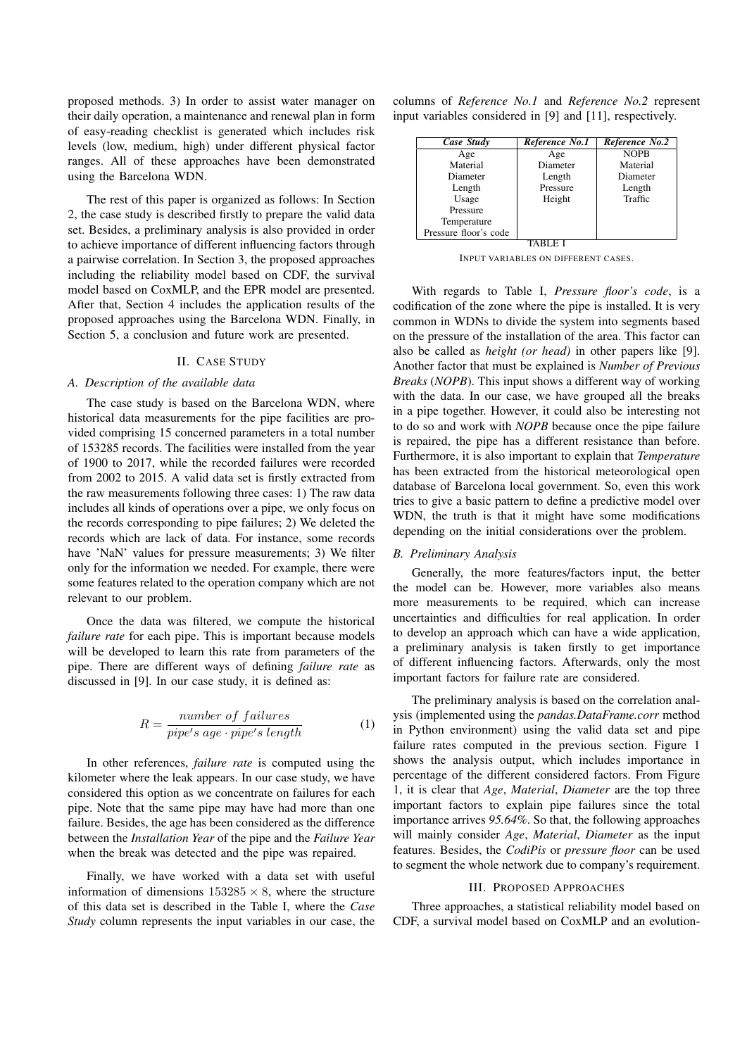proposed methods. 3) In order to assist water manager on their daily operation, a maintenance and renewal plan in form of easy-reading checklist is generated which includes risk levels (low, medium, high) under different physical factor ranges. All of these approaches have been demonstrated using the Barcelona WDN.

The rest of this paper is organized as follows: In Section 2, the case study is described firstly to prepare the valid data set. Besides, a preliminary analysis is also provided in order to achieve importance of different influencing factors through a pairwise correlation. In Section 3, the proposed approaches including the reliability model based on CDF, the survival model based on CoxMLP, and the EPR model are presented. After that, Section 4 includes the application results of the proposed approaches using the Barcelona WDN. Finally, in Section 5, a conclusion and future work are presented.

## II. Case Study

### A. Description of the available data

The case study is based on the Barcelona WDN, where historical data measurements for the pipe facilities are provided comprising 15 concerned parameters in a total number of 153285 records. The facilities were installed from the year of 1900 to 2017, while the recorded failures were recorded from 2002 to 2015. A valid data set is firstly extracted from the raw measurements following three cases: 1) The raw data includes all kinds of operations over a pipe, we only focus on the records corresponding to pipe failures; 2) We deleted the records which are lack of data. For instance, some records have 'NaN' values for pressure measurements; 3) We filter only for the information we needed. For example, there were some features related to the operation company which are not relevant to our problem.

Once the data was filtered, we compute the historical *failure rate* for each pipe. This is important because models will be developed to learn this rate from parameters of the pipe. There are different ways of defining *failure rate* as discussed in [9]. In our case study, it is defined as:

$$R = \frac{number\ of\ failures}{pipe's\ age \cdot pipe's\ length} \tag{1}$$

In other references, *failure rate* is computed using the kilometer where the leak appears. In our case study, we have considered this option as we concentrate on failures for each pipe. Note that the same pipe may have had more than one failure. Besides, the age has been considered as the difference between the *Installation Year* of the pipe and the *Failure Year* when the break was detected and the pipe was repaired.

Finally, we have worked with a data set with useful information of dimensions $153285 \times 8$, where the structure of this data set is described in the Table I, where the *Case Study* column represents the input variables in our case, the columns of *Reference No.1* and *Reference No.2* represent input variables considered in [9] and [11], respectively.

| *Case Study* | *Reference No.1* | *Reference No.2* |
|---|---|---|
| Age | Age | NOPB |
| Material | Diameter | Material |
| Diameter | Length | Diameter |
| Length | Pressure | Length |
| Usage | Height | Traffic |
| Pressure | | |
| Temperature | | |
| Pressure floor's code | | |

TABLE I

Input variables on different cases.

With regards to Table I, *Pressure floor's code*, is a codification of the zone where the pipe is installed. It is very common in WDNs to divide the system into segments based on the pressure of the installation of the area. This factor can also be called as *height (or head)* in other papers like [9]. Another factor that must be explained is *Number of Previous Breaks* (*NOPB*). This input shows a different way of working with the data. In our case, we have grouped all the breaks in a pipe together. However, it could also be interesting not to do so and work with *NOPB* because once the pipe failure is repaired, the pipe has a different resistance than before. Furthermore, it is also important to explain that *Temperature* has been extracted from the historical meteorological open database of Barcelona local government. So, even this work tries to give a basic pattern to define a predictive model over WDN, the truth is that it might have some modifications depending on the initial considerations over the problem.

### B. Preliminary Analysis

Generally, the more features/factors input, the better the model can be. However, more variables also means more measurements to be required, which can increase uncertainties and difficulties for real application. In order to develop an approach which can have a wide application, a preliminary analysis is taken firstly to get importance of different influencing factors. Afterwards, only the most important factors for failure rate are considered.

The preliminary analysis is based on the correlation analysis (implemented using the *pandas.DataFrame.corr* method in Python environment) using the valid data set and pipe failure rates computed in the previous section. Figure 1 shows the analysis output, which includes importance in percentage of the different considered factors. From Figure 1, it is clear that *Age*, *Material*, *Diameter* are the top three important factors to explain pipe failures since the total importance arrives *95.64%*. So that, the following approaches will mainly consider *Age*, *Material*, *Diameter* as the input features. Besides, the *CodiPis* or *pressure floor* can be used to segment the whole network due to company's requirement.

## III. Proposed Approaches

Three approaches, a statistical reliability model based on CDF, a survival model based on CoxMLP and an evolution-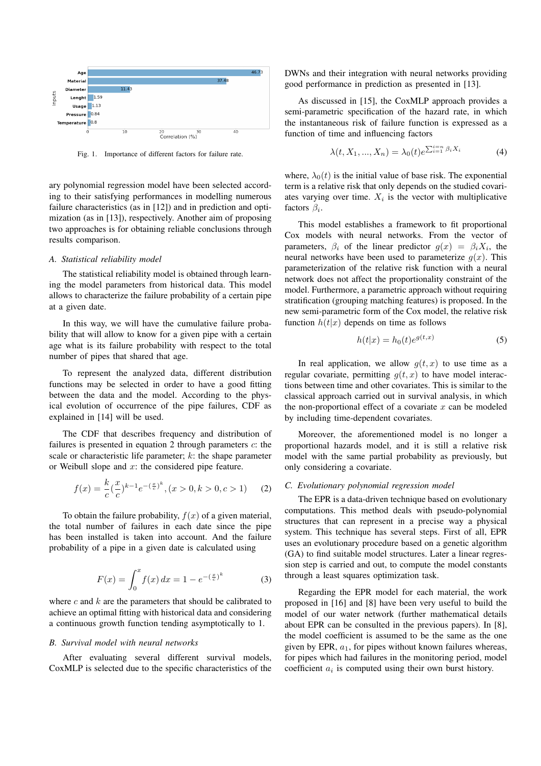Fig. 1. Importance of different factors for failure rate.

ary polynomial regression model have been selected according to their satisfying performances in modelling numerous failure characteristics (as in [12]) and in prediction and optimization (as in [13]), respectively. Another aim of proposing two approaches is for obtaining reliable conclusions through results comparison.

### A. Statistical reliability model

The statistical reliability model is obtained through learning the model parameters from historical data. This model allows to characterize the failure probability of a certain pipe at a given date.

In this way, we will have the cumulative failure probability that will allow to know for a given pipe with a certain age what is its failure probability with respect to the total number of pipes that shared that age.

To represent the analyzed data, different distribution functions may be selected in order to have a good fitting between the data and the model. According to the physical evolution of occurrence of the pipe failures, CDF as explained in [14] will be used.

The CDF that describes frequency and distribution of failures is presented in equation 2 through parameters $c$: the scale or characteristic life parameter; $k$: the shape parameter or Weibull slope and $x$: the considered pipe feature.

$$f(x) = \frac{k}{c}(\frac{x}{c})^{k-1}e^{-(\frac{x}{c})^k}, (x > 0, k > 0, c > 1) \tag{2}$$

To obtain the failure probability, $f(x)$ of a given material, the total number of failures in each date since the pipe has been installed is taken into account. And the failure probability of a pipe in a given date is calculated using

$$F(x) = \int_0^x f(x)\, dx = 1 - e^{-(\frac{x}{c})^k} \tag{3}$$

where $c$ and $k$ are the parameters that should be calibrated to achieve an optimal fitting with historical data and considering a continuous growth function tending asymptotically to 1.

### B. Survival model with neural networks

After evaluating several different survival models, CoxMLP is selected due to the specific characteristics of the DWNs and their integration with neural networks providing good performance in prediction as presented in [13].

As discussed in [15], the CoxMLP approach provides a semi-parametric specification of the hazard rate, in which the instantaneous risk of failure function is expressed as a function of time and influencing factors

$$\lambda(t, X_1, ..., X_n) = \lambda_0(t)e^{\sum_{i=1}^{i=n} \beta_i X_i} \tag{4}$$

where, $\lambda_0(t)$ is the initial value of base risk. The exponential term is a relative risk that only depends on the studied covariates varying over time. $X_i$ is the vector with multiplicative factors $\beta_i$.

This model establishes a framework to fit proportional Cox models with neural networks. From the vector of parameters, $\beta_i$ of the linear predictor $g(x) = \beta_i X_i$, the neural networks have been used to parameterize $g(x)$. This parameterization of the relative risk function with a neural network does not affect the proportionality constraint of the model. Furthermore, a parametric approach without requiring stratification (grouping matching features) is proposed. In the new semi-parametric form of the Cox model, the relative risk function $h(t|x)$ depends on time as follows

$$h(t|x) = h_0(t)e^{g(t,x)} \tag{5}$$

In real application, we allow $g(t, x)$ to use time as a regular covariate, permitting $g(t, x)$ to have model interactions between time and other covariates. This is similar to the classical approach carried out in survival analysis, in which the non-proportional effect of a covariate $x$ can be modeled by including time-dependent covariates.

Moreover, the aforementioned model is no longer a proportional hazards model, and it is still a relative risk model with the same partial probability as previously, but only considering a covariate.

### C. Evolutionary polynomial regression model

The EPR is a data-driven technique based on evolutionary computations. This method deals with pseudo-polynomial structures that can represent in a precise way a physical system. This technique has several steps. First of all, EPR uses an evolutionary procedure based on a genetic algorithm (GA) to find suitable model structures. Later a linear regression step is carried and out, to compute the model constants through a least squares optimization task.

Regarding the EPR model for each material, the work proposed in [16] and [8] have been very useful to build the model of our water network (further mathematical details about EPR can be consulted in the previous papers). In [8], the model coefficient is assumed to be the same as the one given by EPR, $a_1$, for pipes without known failures whereas, for pipes which had failures in the monitoring period, model coefficient $a_i$ is computed using their own burst history.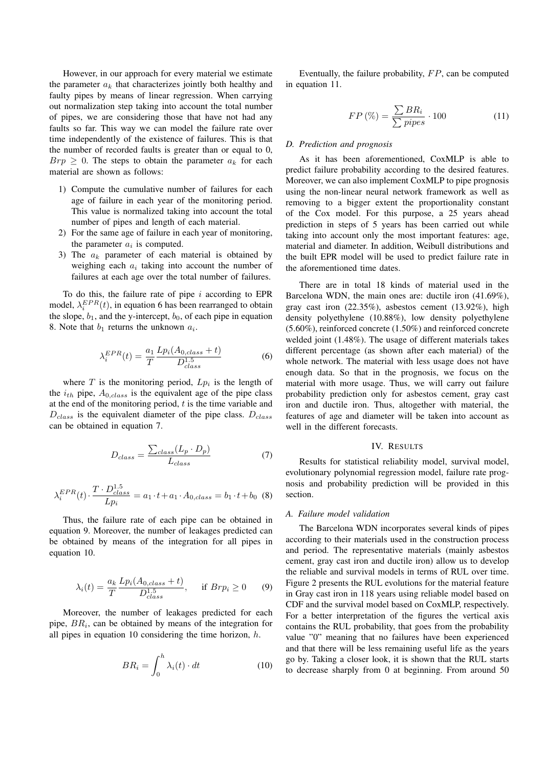However, in our approach for every material we estimate the parameter $a_k$ that characterizes jointly both healthy and faulty pipes by means of linear regression. When carrying out normalization step taking into account the total number of pipes, we are considering those that have not had any faults so far. This way we can model the failure rate over time independently of the existence of failures. This is that the number of recorded faults is greater than or equal to 0, $Brp \geq 0$. The steps to obtain the parameter $a_k$ for each material are shown as follows:

1) Compute the cumulative number of failures for each age of failure in each year of the monitoring period. This value is normalized taking into account the total number of pipes and length of each material.
2) For the same age of failure in each year of monitoring, the parameter $a_i$ is computed.
3) The $a_k$ parameter of each material is obtained by weighing each $a_i$ taking into account the number of failures at each age over the total number of failures.

To do this, the failure rate of pipe $i$ according to EPR model, $\lambda_i^{EPR}(t)$, in equation 6 has been rearranged to obtain the slope, $b_1$, and the y-intercept, $b_0$, of each pipe in equation 8. Note that $b_1$ returns the unknown $a_i$.

$$\lambda_i^{EPR}(t) = \frac{a_1}{T} \frac{Lp_i(A_{0,class} + t)}{D_{class}^{1.5}} \tag{6}$$

where $T$ is the monitoring period, $Lp_i$ is the length of the $i_{th}$ pipe, $A_{0,class}$ is the equivalent age of the pipe class at the end of the monitoring period, $t$ is the time variable and $D_{class}$ is the equivalent diameter of the pipe class. $D_{class}$ can be obtained in equation 7.

$$D_{class} = \frac{\sum_{class}(L_p \cdot D_p)}{L_{class}} \tag{7}$$

$$\lambda_i^{EPR}(t) \cdot \frac{T \cdot D_{class}^{1.5}}{Lp_i} = a_1 \cdot t + a_1 \cdot A_{0,class} = b_1 \cdot t + b_0 \tag{8}$$

Thus, the failure rate of each pipe can be obtained in equation 9. Moreover, the number of leakages predicted can be obtained by means of the integration for all pipes in equation 10.

$$\lambda_i(t) = \frac{a_k}{T} \frac{Lp_i(A_{0,class} + t)}{D_{class}^{1.5}}, \quad \text{if } Brp_i \geq 0 \tag{9}$$

Moreover, the number of leakages predicted for each pipe, $BR_i$, can be obtained by means of the integration for all pipes in equation 10 considering the time horizon, $h$.

$$BR_i = \int_0^h \lambda_i(t) \cdot dt \tag{10}$$

Eventually, the failure probability, $FP$, can be computed in equation 11.

$$FP\,(\%) = \frac{\sum BR_i}{\sum pipes} \cdot 100 \tag{11}$$

### D. Prediction and prognosis

As it has been aforementioned, CoxMLP is able to predict failure probability according to the desired features. Moreover, we can also implement CoxMLP to pipe prognosis using the non-linear neural network framework as well as removing to a bigger extent the proportionality constant of the Cox model. For this purpose, a 25 years ahead prediction in steps of 5 years has been carried out while taking into account only the most important features: age, material and diameter. In addition, Weibull distributions and the built EPR model will be used to predict failure rate in the aforementioned time dates.

There are in total 18 kinds of material used in the Barcelona WDN, the main ones are: ductile iron (41.69%), gray cast iron (22.35%), asbestos cement (13.92%), high density polyethylene (10.88%), low density polyethylene (5.60%), reinforced concrete (1.50%) and reinforced concrete welded joint (1.48%). The usage of different materials takes different percentage (as shown after each material) of the whole network. The material with less usage does not have enough data. So that in the prognosis, we focus on the material with more usage. Thus, we will carry out failure probability prediction only for asbestos cement, gray cast iron and ductile iron. Thus, altogether with material, the features of age and diameter will be taken into account as well in the different forecasts.

## IV. Results

Results for statistical reliability model, survival model, evolutionary polynomial regression model, failure rate prognosis and probability prediction will be provided in this section.

### A. Failure model validation

The Barcelona WDN incorporates several kinds of pipes according to their materials used in the construction process and period. The representative materials (mainly asbestos cement, gray cast iron and ductile iron) allow us to develop the reliable and survival models in terms of RUL over time. Figure 2 presents the RUL evolutions for the material feature in Gray cast iron in 118 years using reliable model based on CDF and the survival model based on CoxMLP, respectively. For a better interpretation of the figures the vertical axis contains the RUL probability, that goes from the probability value "0" meaning that no failures have been experienced and that there will be less remaining useful life as the years go by. Taking a closer look, it is shown that the RUL starts to decrease sharply from 0 at beginning. From around 50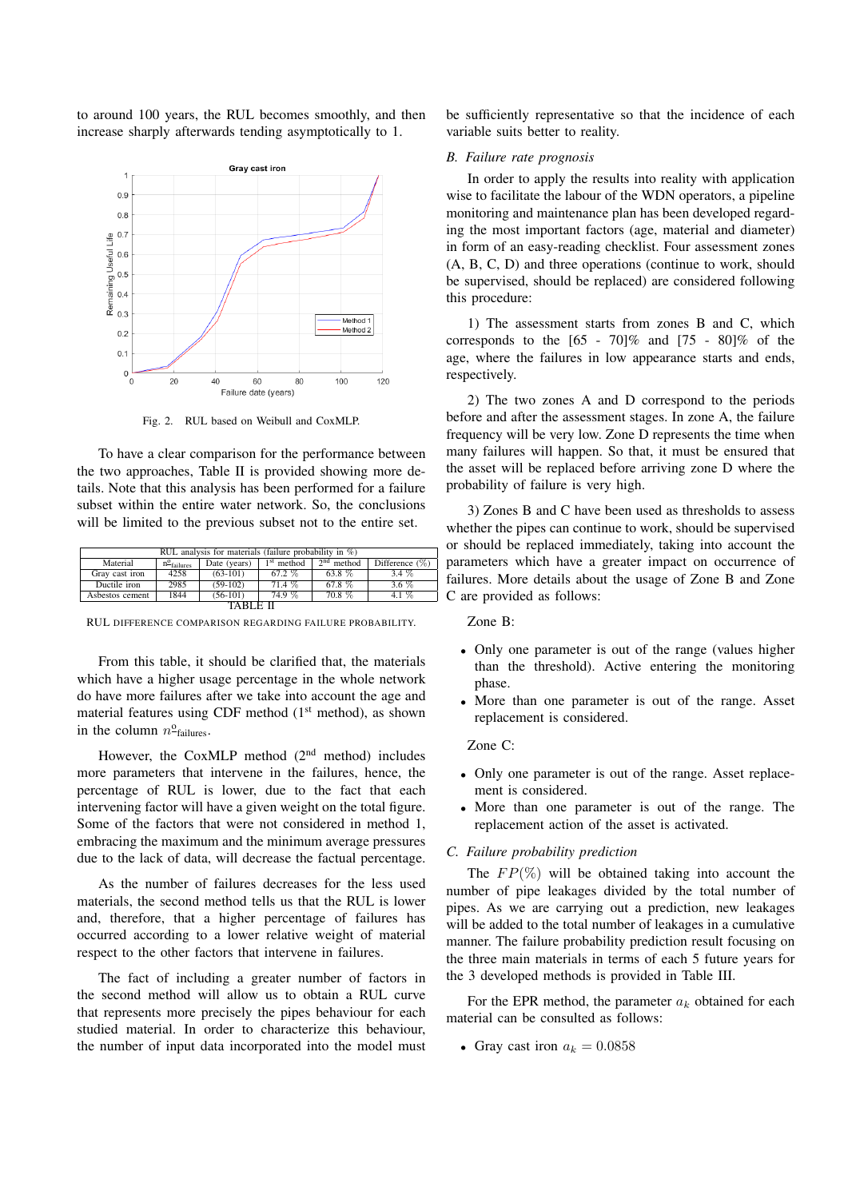to around 100 years, the RUL becomes smoothly, and then increase sharply afterwards tending asymptotically to 1.

Fig. 2. RUL based on Weibull and CoxMLP.

To have a clear comparison for the performance between the two approaches, Table II is provided showing more details. Note that this analysis has been performed for a failure subset within the entire water network. So, the conclusions will be limited to the previous subset not to the entire set.

| RUL analysis for materials (failure probability in %) | | | | | |
|---|---|---|---|---|---|
| Material | $n^{\underline{o}}_{\text{failures}}$ | Date (years) | 1[st] method | 2[nd] method | Difference (%) |
| Gray cast iron | 4258 | (63-101) | 67.2 % | 63.8 % | 3.4 % |
| Ductile iron | 2985 | (59-102) | 71.4 % | 67.8 % | 3.6 % |
| Asbestos cement | 1844 | (56-101) | 74.9 % | 70.8 % | 4.1 % |

TABLE II

RUL DIFFERENCE COMPARISON REGARDING FAILURE PROBABILITY.

From this table, it should be clarified that, the materials which have a higher usage percentage in the whole network do have more failures after we take into account the age and material features using CDF method (1[st] method), as shown in the column $n^{\underline{o}}_{\text{failures}}$.

However, the CoxMLP method (2[nd] method) includes more parameters that intervene in the failures, hence, the percentage of RUL is lower, due to the fact that each intervening factor will have a given weight on the total figure. Some of the factors that were not considered in method 1, embracing the maximum and the minimum average pressures due to the lack of data, will decrease the factual percentage.

As the number of failures decreases for the less used materials, the second method tells us that the RUL is lower and, therefore, that a higher percentage of failures has occurred according to a lower relative weight of material respect to the other factors that intervene in failures.

The fact of including a greater number of factors in the second method will allow us to obtain a RUL curve that represents more precisely the pipes behaviour for each studied material. In order to characterize this behaviour, the number of input data incorporated into the model must be sufficiently representative so that the incidence of each variable suits better to reality.

### *B. Failure rate prognosis*

In order to apply the results into reality with application wise to facilitate the labour of the WDN operators, a pipeline monitoring and maintenance plan has been developed regarding the most important factors (age, material and diameter) in form of an easy-reading checklist. Four assessment zones (A, B, C, D) and three operations (continue to work, should be supervised, should be replaced) are considered following this procedure:

1) The assessment starts from zones B and C, which corresponds to the [65 - 70]% and [75 - 80]% of the age, where the failures in low appearance starts and ends, respectively.

2) The two zones A and D correspond to the periods before and after the assessment stages. In zone A, the failure frequency will be very low. Zone D represents the time when many failures will happen. So that, it must be ensured that the asset will be replaced before arriving zone D where the probability of failure is very high.

3) Zones B and C have been used as thresholds to assess whether the pipes can continue to work, should be supervised or should be replaced immediately, taking into account the parameters which have a greater impact on occurrence of failures. More details about the usage of Zone B and Zone C are provided as follows:

Zone B:

- Only one parameter is out of the range (values higher than the threshold). Active entering the monitoring phase.
- More than one parameter is out of the range. Asset replacement is considered.

Zone C:

- Only one parameter is out of the range. Asset replacement is considered.
- More than one parameter is out of the range. The replacement action of the asset is activated.

### *C. Failure probability prediction*

The $FP(\%)$ will be obtained taking into account the number of pipe leakages divided by the total number of pipes. As we are carrying out a prediction, new leakages will be added to the total number of leakages in a cumulative manner. The failure probability prediction result focusing on the three main materials in terms of each 5 future years for the 3 developed methods is provided in Table III.

For the EPR method, the parameter $a_k$ obtained for each material can be consulted as follows:

- Gray cast iron $a_k = 0.0858$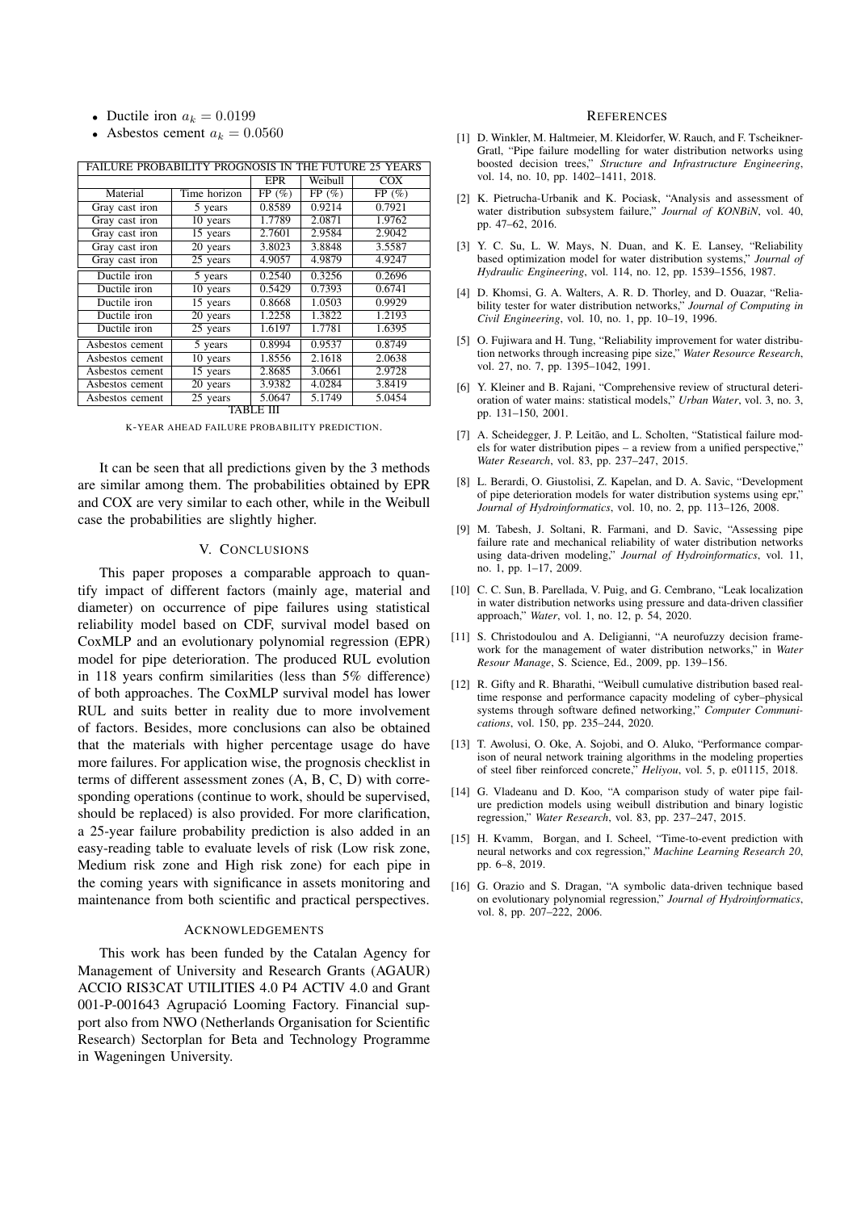- Ductile iron $a_k = 0.0199$
- Asbestos cement $a_k = 0.0560$

FAILURE PROBABILITY PROGNOSIS IN THE FUTURE 25 YEARS

| | | EPR | Weibull | COX |
|---|---|---|---|---|
| Material | Time horizon | FP (%) | FP (%) | FP (%) |
| Gray cast iron | 5 years | 0.8589 | 0.9214 | 0.7921 |
| Gray cast iron | 10 years | 1.7789 | 2.0871 | 1.9762 |
| Gray cast iron | 15 years | 2.7601 | 2.9584 | 2.9042 |
| Gray cast iron | 20 years | 3.8023 | 3.8848 | 3.5587 |
| Gray cast iron | 25 years | 4.9057 | 4.9879 | 4.9247 |
| Ductile iron | 5 years | 0.2540 | 0.3256 | 0.2696 |
| Ductile iron | 10 years | 0.5429 | 0.7393 | 0.6741 |
| Ductile iron | 15 years | 0.8668 | 1.0503 | 0.9929 |
| Ductile iron | 20 years | 1.2258 | 1.3822 | 1.2193 |
| Ductile iron | 25 years | 1.6197 | 1.7781 | 1.6395 |
| Asbestos cement | 5 years | 0.8994 | 0.9537 | 0.8749 |
| Asbestos cement | 10 years | 1.8556 | 2.1618 | 2.0638 |
| Asbestos cement | 15 years | 2.8685 | 3.0661 | 2.9728 |
| Asbestos cement | 20 years | 3.9382 | 4.0284 | 3.8419 |
| Asbestos cement | 25 years | 5.0647 | 5.1749 | 5.0454 |

TABLE III

K-YEAR AHEAD FAILURE PROBABILITY PREDICTION.

It can be seen that all predictions given by the 3 methods are similar among them. The probabilities obtained by EPR and COX are very similar to each other, while in the Weibull case the probabilities are slightly higher.

## V. Conclusions

This paper proposes a comparable approach to quantify impact of different factors (mainly age, material and diameter) on occurrence of pipe failures using statistical reliability model based on CDF, survival model based on CoxMLP and an evolutionary polynomial regression (EPR) model for pipe deterioration. The produced RUL evolution in 118 years confirm similarities (less than 5% difference) of both approaches. The CoxMLP survival model has lower RUL and suits better in reality due to more involvement of factors. Besides, more conclusions can also be obtained that the materials with higher percentage usage do have more failures. For application wise, the prognosis checklist in terms of different assessment zones (A, B, C, D) with corresponding operations (continue to work, should be supervised, should be replaced) is also provided. For more clarification, a 25-year failure probability prediction is also added in an easy-reading table to evaluate levels of risk (Low risk zone, Medium risk zone and High risk zone) for each pipe in the coming years with significance in assets monitoring and maintenance from both scientific and practical perspectives.

## Acknowledgements

This work has been funded by the Catalan Agency for Management of University and Research Grants (AGAUR) ACCIO RIS3CAT UTILITIES 4.0 P4 ACTIV 4.0 and Grant 001-P-001643 Agrupació Looming Factory. Financial support also from NWO (Netherlands Organisation for Scientific Research) Sectorplan for Beta and Technology Programme in Wageningen University.

## References

[1] D. Winkler, M. Haltmeier, M. Kleidorfer, W. Rauch, and F. Tscheikner-Gratl, "Pipe failure modelling for water distribution networks using boosted decision trees," *Structure and Infrastructure Engineering*, vol. 14, no. 10, pp. 1402–1411, 2018.

[2] K. Pietrucha-Urbanik and K. Pociask, "Analysis and assessment of water distribution subsystem failure," *Journal of KONBiN*, vol. 40, pp. 47–62, 2016.

[3] Y. C. Su, L. W. Mays, N. Duan, and K. E. Lansey, "Reliability based optimization model for water distribution systems," *Journal of Hydraulic Engineering*, vol. 114, no. 12, pp. 1539–1556, 1987.

[4] D. Khomsi, G. A. Walters, A. R. D. Thorley, and D. Ouazar, "Reliability tester for water distribution networks," *Journal of Computing in Civil Engineering*, vol. 10, no. 1, pp. 10–19, 1996.

[5] O. Fujiwara and H. Tung, "Reliability improvement for water distribution networks through increasing pipe size," *Water Resource Research*, vol. 27, no. 7, pp. 1395–1042, 1991.

[6] Y. Kleiner and B. Rajani, "Comprehensive review of structural deterioration of water mains: statistical models," *Urban Water*, vol. 3, no. 3, pp. 131–150, 2001.

[7] A. Scheidegger, J. P. Leitão, and L. Scholten, "Statistical failure models for water distribution pipes – a review from a unified perspective," *Water Research*, vol. 83, pp. 237–247, 2015.

[8] L. Berardi, O. Giustolisi, Z. Kapelan, and D. A. Savic, "Development of pipe deterioration models for water distribution systems using epr," *Journal of Hydroinformatics*, vol. 10, no. 2, pp. 113–126, 2008.

[9] M. Tabesh, J. Soltani, R. Farmani, and D. Savic, "Assessing pipe failure rate and mechanical reliability of water distribution networks using data-driven modeling," *Journal of Hydroinformatics*, vol. 11, no. 1, pp. 1–17, 2009.

[10] C. C. Sun, B. Parellada, V. Puig, and G. Cembrano, "Leak localization in water distribution networks using pressure and data-driven classifier approach," *Water*, vol. 1, no. 12, p. 54, 2020.

[11] S. Christodoulou and A. Deligianni, "A neurofuzzy decision framework for the management of water distribution networks," in *Water Resour Manage*, S. Science, Ed., 2009, pp. 139–156.

[12] R. Gifty and R. Bharathi, "Weibull cumulative distribution based real-time response and performance capacity modeling of cyber–physical systems through software defined networking," *Computer Communications*, vol. 150, pp. 235–244, 2020.

[13] T. Awolusi, O. Oke, A. Sojobi, and O. Aluko, "Performance comparison of neural network training algorithms in the modeling properties of steel fiber reinforced concrete," *Heliyou*, vol. 5, pp. e01115, 2018.

[14] G. Vladeanu and D. Koo, "A comparison study of water pipe failure prediction models using weibull distribution and binary logistic regression," *Water Research*, vol. 83, pp. 237–247, 2015.

[15] H. Kvamm, Borgan, and I. Scheel, "Time-to-event prediction with neural networks and cox regression," *Machine Learning Research 20*, pp. 6–8, 2019.

[16] G. Orazio and S. Dragan, "A symbolic data-driven technique based on evolutionary polynomial regression," *Journal of Hydroinformatics*, vol. 8, pp. 207–222, 2006.